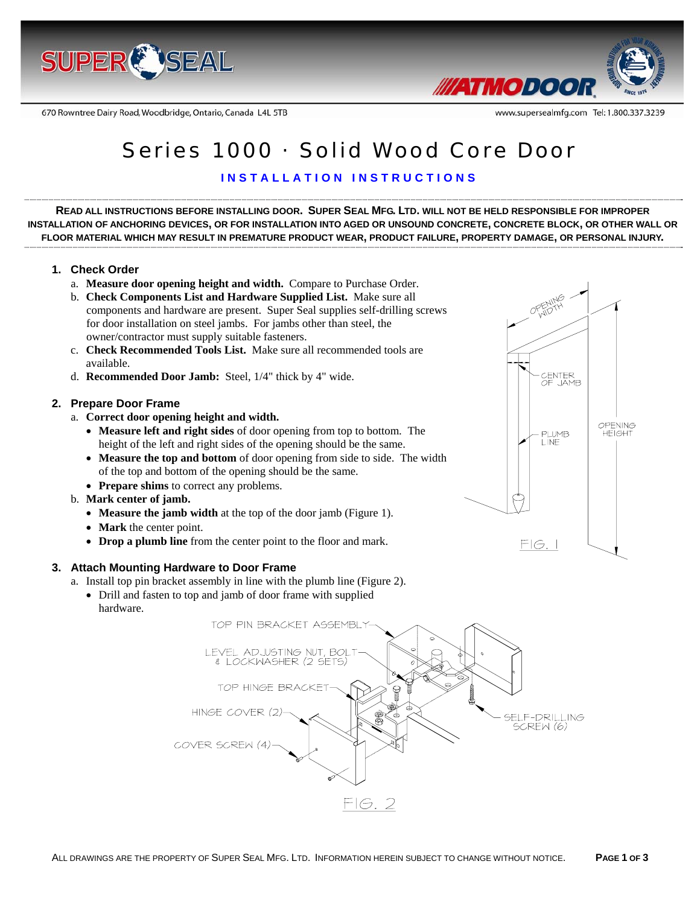# Series 1000 · Solid Wood Core Door

## INSTALLATION INSTRUCTIONS

**READ ALL INSTRUCTIONS BEFORE INSTALLING DOOR. SUPER SEAL MFG. LTD. WILL NOT BE HELD RESPONSIBLE FOR IMPROPER INSTALLATION OF ANCHORING DEVICES, OR FOR INSTALLATION INTO AGED OR UNSOUND CONCRETE, CONCRETE BLOCK, OR OTHER WALL OR FLOOR MATERIAL WHICH MAY RESULT IN PREMATURE PRODUCT WEAR, PRODUCT FAILURE, PROPERTY DAMAGE, OR PERSONAL INJURY.**

### 1. Check Order

a. **Measure door opening height and width.** Compare to Purchase Order.

b. **Check Components List and Hardware Supplied List.** Make sure all components and hardware are present. Super Seal supplies self-drilling screws for door installation on steel jambs. For jambs other than steel, the owner/contractor must supply suitable fasteners.

c. **Check Recommended Tools List.** Make sure all recommended tools are available.

d. **Recommended Door Jamb:** Steel, 1/4" thick by 4" wide.

### 2. Prepare Door Frame

a. **Correct door opening height and width.**
- **Measure left and right sides** of door opening from top to bottom. The height of the left and right sides of the opening should be the same.
- **Measure the top and bottom** of door opening from side to side. The width of the top and bottom of the opening should be the same.
- **Prepare shims** to correct any problems.

b. **Mark center of jamb.**
- **Measure the jamb width** at the top of the door jamb (Figure 1).
- **Mark** the center point.
- **Drop a plumb line** from the center point to the floor and mark.

FIG. 1

### 3. Attach Mounting Hardware to Door Frame

a. Install top pin bracket assembly in line with the plumb line (Figure 2).
- Drill and fasten to top and jamb of door frame with supplied hardware.

FIG. 2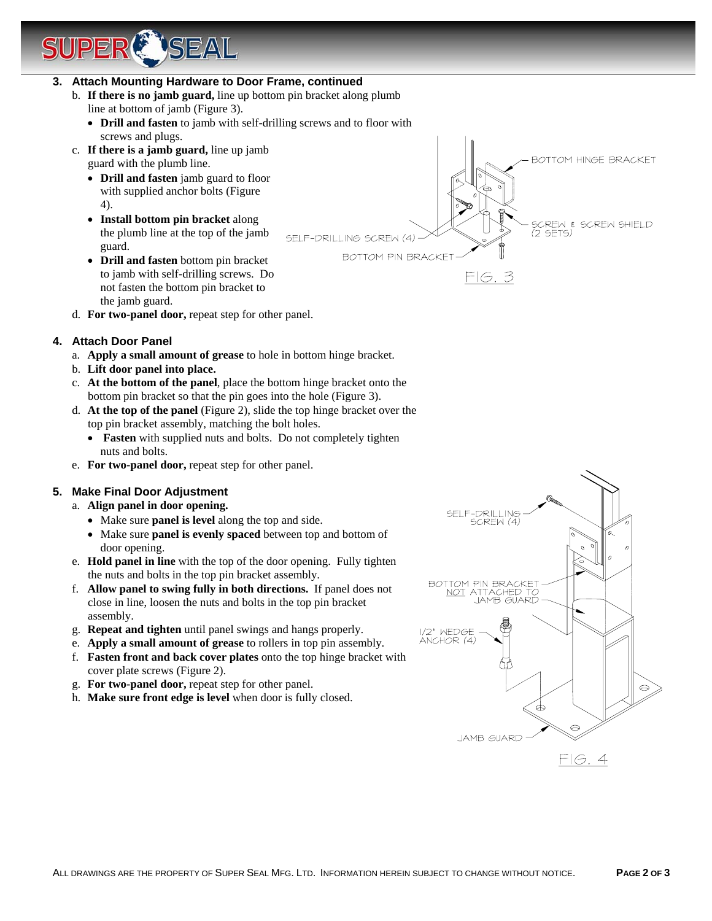**3. Attach Mounting Hardware to Door Frame, continued**

b. **If there is no jamb guard,** line up bottom pin bracket along plumb line at bottom of jamb (Figure 3).
   - **Drill and fasten** to jamb with self-drilling screws and to floor with screws and plugs.

c. **If there is a jamb guard,** line up jamb guard with the plumb line.
   - **Drill and fasten** jamb guard to floor with supplied anchor bolts (Figure 4).
   - **Install bottom pin bracket** along the plumb line at the top of the jamb guard.
   - **Drill and fasten** bottom pin bracket to jamb with self-drilling screws. Do not fasten the bottom pin bracket to the jamb guard.

d. **For two-panel door,** repeat step for other panel.

BOTTOM HINGE BRACKET
SCREW & SCREW SHIELD (2 SETS)
SELF-DRILLING SCREW (4)
BOTTOM PIN BRACKET

FIG. 3

**4. Attach Door Panel**

a. **Apply a small amount of grease** to hole in bottom hinge bracket.

b. **Lift door panel into place.**

c. **At the bottom of the panel**, place the bottom hinge bracket onto the bottom pin bracket so that the pin goes into the hole (Figure 3).

d. **At the top of the panel** (Figure 2), slide the top hinge bracket over the top pin bracket assembly, matching the bolt holes.
   - **Fasten** with supplied nuts and bolts. Do not completely tighten nuts and bolts.

e. **For two-panel door,** repeat step for other panel.

**5. Make Final Door Adjustment**

a. **Align panel in door opening.**
   - Make sure **panel is level** along the top and side.
   - Make sure **panel is evenly spaced** between top and bottom of door opening.

e. **Hold panel in line** with the top of the door opening. Fully tighten the nuts and bolts in the top pin bracket assembly.

f. **Allow panel to swing fully in both directions.** If panel does not close in line, loosen the nuts and bolts in the top pin bracket assembly.

g. **Repeat and tighten** until panel swings and hangs properly.

e. **Apply a small amount of grease** to rollers in top pin assembly.

f. **Fasten front and back cover plates** onto the top hinge bracket with cover plate screws (Figure 2).

g. **For two-panel door,** repeat step for other panel.

h. **Make sure front edge is level** when door is fully closed.

SELF-DRILLING SCREW (4)
BOTTOM PIN BRACKET NOT ATTACHED TO JAMB GUARD
1/2" WEDGE ANCHOR (4)
JAMB GUARD

FIG. 4

ALL DRAWINGS ARE THE PROPERTY OF SUPER SEAL MFG. LTD. INFORMATION HEREIN SUBJECT TO CHANGE WITHOUT NOTICE.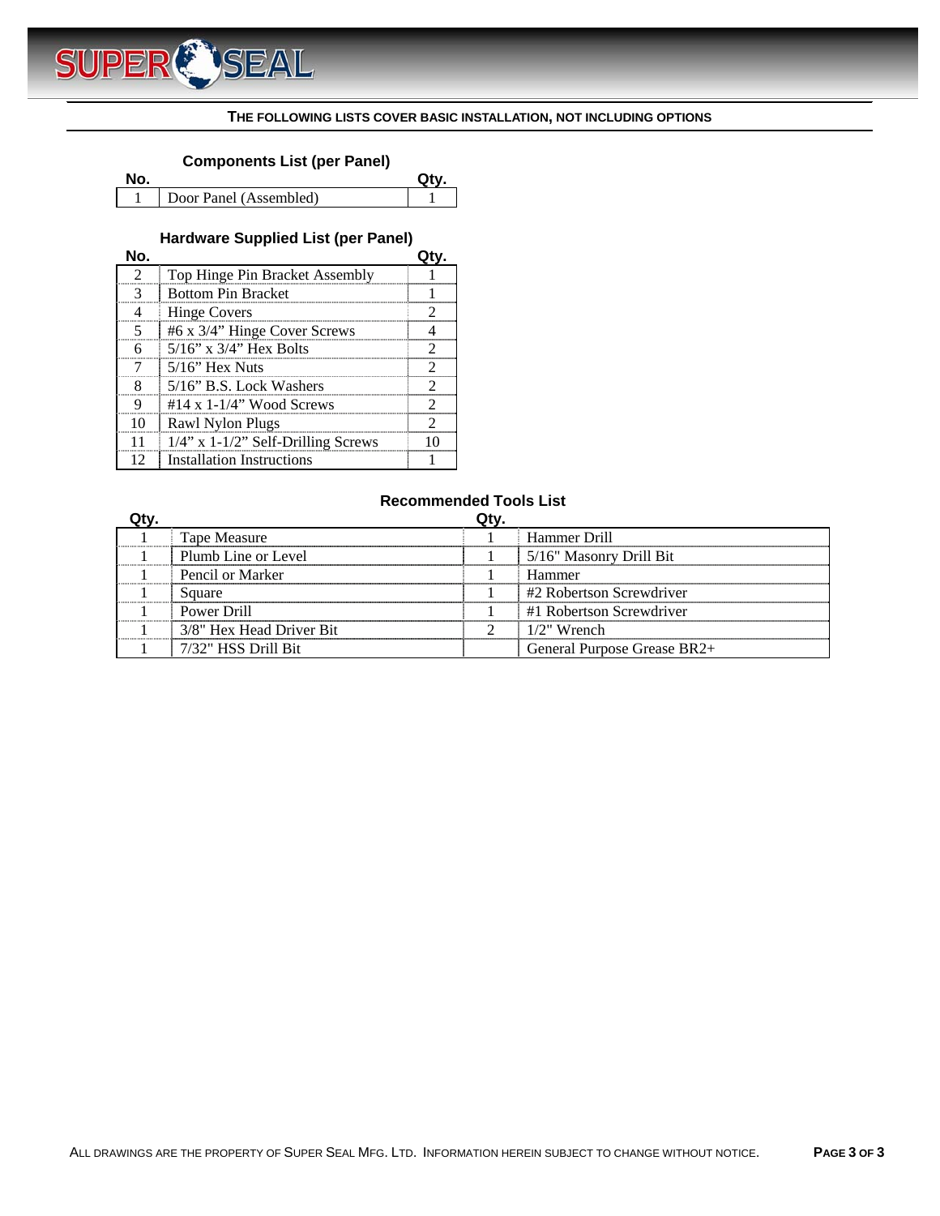**THE FOLLOWING LISTS COVER BASIC INSTALLATION, NOT INCLUDING OPTIONS**

### Components List (per Panel)

| No. | | Qty. |
|---|---|---|
| 1 | Door Panel (Assembled) | 1 |

### Hardware Supplied List (per Panel)

| No. | | Qty. |
|---|---|---|
| 2 | Top Hinge Pin Bracket Assembly | 1 |
| 3 | Bottom Pin Bracket | 1 |
| 4 | Hinge Covers | 2 |
| 5 | #6 x 3/4" Hinge Cover Screws | 4 |
| 6 | 5/16" x 3/4" Hex Bolts | 2 |
| 7 | 5/16" Hex Nuts | 2 |
| 8 | 5/16" B.S. Lock Washers | 2 |
| 9 | #14 x 1-1/4" Wood Screws | 2 |
| 10 | Rawl Nylon Plugs | 2 |
| 11 | 1/4" x 1-1/2" Self-Drilling Screws | 10 |
| 12 | Installation Instructions | 1 |

### Recommended Tools List

| Qty. | | Qty. | |
|---|---|---|---|
| 1 | Tape Measure | 1 | Hammer Drill |
| 1 | Plumb Line or Level | 1 | 5/16" Masonry Drill Bit |
| 1 | Pencil or Marker | 1 | Hammer |
| 1 | Square | 1 | #2 Robertson Screwdriver |
| 1 | Power Drill | 1 | #1 Robertson Screwdriver |
| 1 | 3/8" Hex Head Driver Bit | 2 | 1/2" Wrench |
| 1 | 7/32" HSS Drill Bit | | General Purpose Grease BR2+ |

ALL DRAWINGS ARE THE PROPERTY OF SUPER SEAL MFG. LTD. INFORMATION HEREIN SUBJECT TO CHANGE WITHOUT NOTICE.